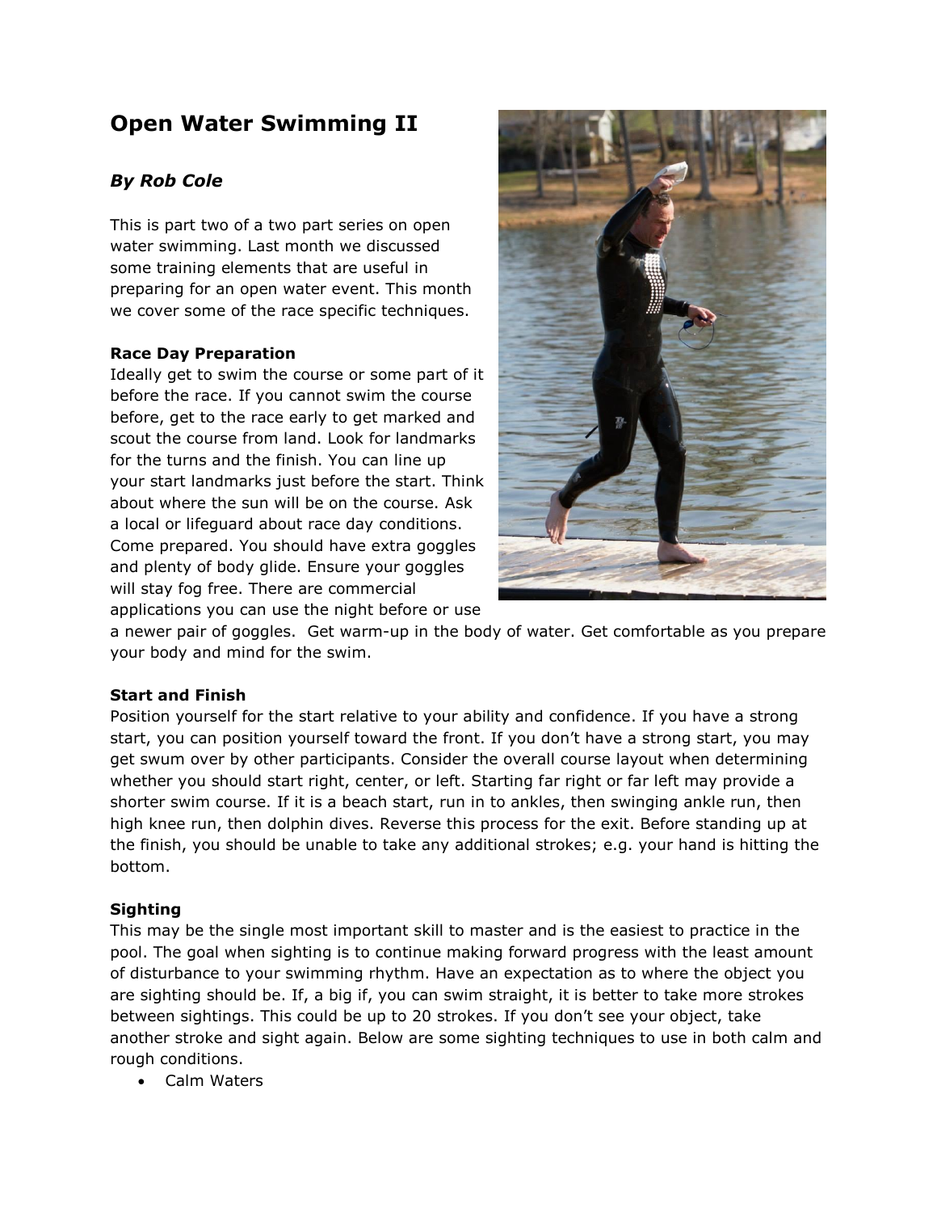# Open Water Swimming II

## *By Rob Cole*

This is part two of a two part series on open water swimming. Last month we discussed some training elements that are useful in preparing for an open water event. This month we cover some of the race specific techniques.

**Race Day Preparation**

Ideally get to swim the course or some part of it before the race. If you cannot swim the course before, get to the race early to get marked and scout the course from land. Look for landmarks for the turns and the finish. You can line up your start landmarks just before the start. Think about where the sun will be on the course. Ask a local or lifeguard about race day conditions. Come prepared. You should have extra goggles and plenty of body glide. Ensure your goggles will stay fog free. There are commercial applications you can use the night before or use a newer pair of goggles. Get warm-up in the body of water. Get comfortable as you prepare your body and mind for the swim.

**Start and Finish**

Position yourself for the start relative to your ability and confidence. If you have a strong start, you can position yourself toward the front. If you don't have a strong start, you may get swum over by other participants. Consider the overall course layout when determining whether you should start right, center, or left. Starting far right or far left may provide a shorter swim course. If it is a beach start, run in to ankles, then swinging ankle run, then high knee run, then dolphin dives. Reverse this process for the exit. Before standing up at the finish, you should be unable to take any additional strokes; e.g. your hand is hitting the bottom.

**Sighting**

This may be the single most important skill to master and is the easiest to practice in the pool. The goal when sighting is to continue making forward progress with the least amount of disturbance to your swimming rhythm. Have an expectation as to where the object you are sighting should be. If, a big if, you can swim straight, it is better to take more strokes between sightings. This could be up to 20 strokes. If you don't see your object, take another stroke and sight again. Below are some sighting techniques to use in both calm and rough conditions.

- Calm Waters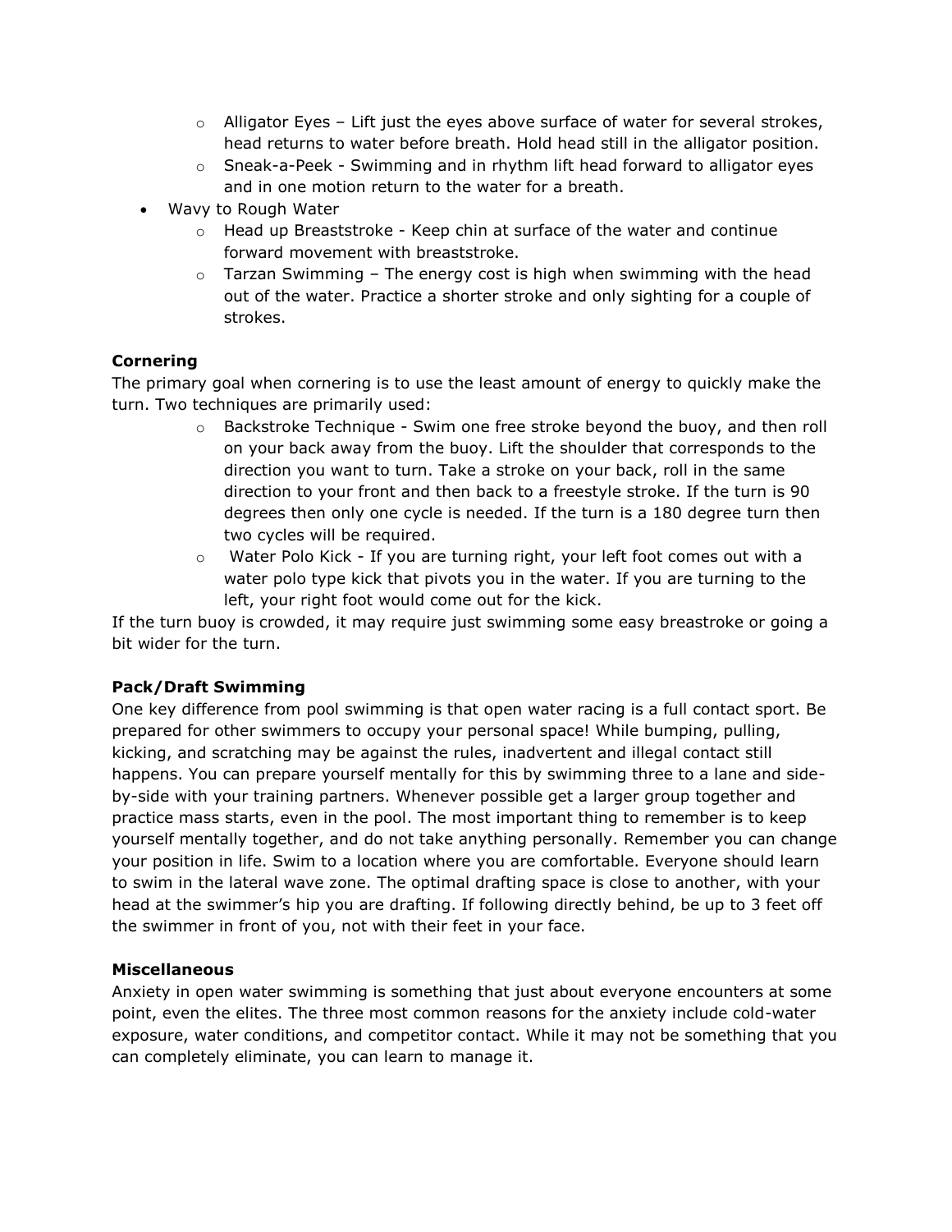- Alligator Eyes – Lift just the eyes above surface of water for several strokes, head returns to water before breath. Hold head still in the alligator position.
  - Sneak-a-Peek - Swimming and in rhythm lift head forward to alligator eyes and in one motion return to the water for a breath.
- Wavy to Rough Water
  - Head up Breaststroke - Keep chin at surface of the water and continue forward movement with breaststroke.
  - Tarzan Swimming – The energy cost is high when swimming with the head out of the water. Practice a shorter stroke and only sighting for a couple of strokes.

**Cornering**

The primary goal when cornering is to use the least amount of energy to quickly make the turn. Two techniques are primarily used:

- Backstroke Technique - Swim one free stroke beyond the buoy, and then roll on your back away from the buoy. Lift the shoulder that corresponds to the direction you want to turn. Take a stroke on your back, roll in the same direction to your front and then back to a freestyle stroke. If the turn is 90 degrees then only one cycle is needed. If the turn is a 180 degree turn then two cycles will be required.
- Water Polo Kick - If you are turning right, your left foot comes out with a water polo type kick that pivots you in the water. If you are turning to the left, your right foot would come out for the kick.

If the turn buoy is crowded, it may require just swimming some easy breaststroke or going a bit wider for the turn.

**Pack/Draft Swimming**

One key difference from pool swimming is that open water racing is a full contact sport. Be prepared for other swimmers to occupy your personal space! While bumping, pulling, kicking, and scratching may be against the rules, inadvertent and illegal contact still happens. You can prepare yourself mentally for this by swimming three to a lane and side-by-side with your training partners. Whenever possible get a larger group together and practice mass starts, even in the pool. The most important thing to remember is to keep yourself mentally together, and do not take anything personally. Remember you can change your position in life. Swim to a location where you are comfortable. Everyone should learn to swim in the lateral wave zone. The optimal drafting space is close to another, with your head at the swimmer's hip you are drafting. If following directly behind, be up to 3 feet off the swimmer in front of you, not with their feet in your face.

**Miscellaneous**

Anxiety in open water swimming is something that just about everyone encounters at some point, even the elites. The three most common reasons for the anxiety include cold-water exposure, water conditions, and competitor contact. While it may not be something that you can completely eliminate, you can learn to manage it.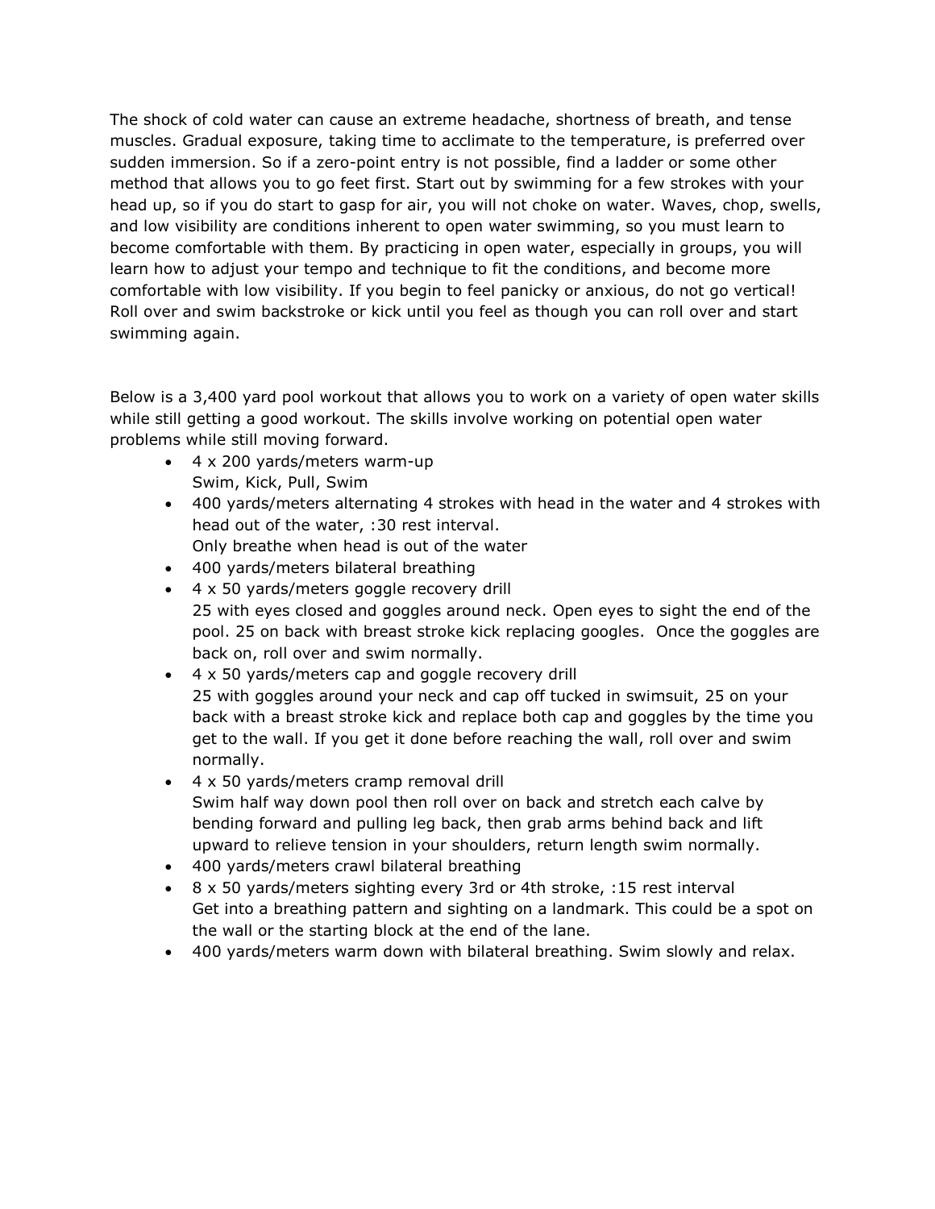The shock of cold water can cause an extreme headache, shortness of breath, and tense muscles. Gradual exposure, taking time to acclimate to the temperature, is preferred over sudden immersion. So if a zero-point entry is not possible, find a ladder or some other method that allows you to go feet first. Start out by swimming for a few strokes with your head up, so if you do start to gasp for air, you will not choke on water. Waves, chop, swells, and low visibility are conditions inherent to open water swimming, so you must learn to become comfortable with them. By practicing in open water, especially in groups, you will learn how to adjust your tempo and technique to fit the conditions, and become more comfortable with low visibility. If you begin to feel panicky or anxious, do not go vertical! Roll over and swim backstroke or kick until you feel as though you can roll over and start swimming again.

Below is a 3,400 yard pool workout that allows you to work on a variety of open water skills while still getting a good workout. The skills involve working on potential open water problems while still moving forward.

- 4 x 200 yards/meters warm-up
  Swim, Kick, Pull, Swim
- 400 yards/meters alternating 4 strokes with head in the water and 4 strokes with head out of the water, :30 rest interval.
  Only breathe when head is out of the water
- 400 yards/meters bilateral breathing
- 4 x 50 yards/meters goggle recovery drill
  25 with eyes closed and goggles around neck. Open eyes to sight the end of the pool. 25 on back with breast stroke kick replacing googles. Once the goggles are back on, roll over and swim normally.
- 4 x 50 yards/meters cap and goggle recovery drill
  25 with goggles around your neck and cap off tucked in swimsuit, 25 on your back with a breast stroke kick and replace both cap and goggles by the time you get to the wall. If you get it done before reaching the wall, roll over and swim normally.
- 4 x 50 yards/meters cramp removal drill
  Swim half way down pool then roll over on back and stretch each calve by bending forward and pulling leg back, then grab arms behind back and lift upward to relieve tension in your shoulders, return length swim normally.
- 400 yards/meters crawl bilateral breathing
- 8 x 50 yards/meters sighting every 3rd or 4th stroke, :15 rest interval
  Get into a breathing pattern and sighting on a landmark. This could be a spot on the wall or the starting block at the end of the lane.
- 400 yards/meters warm down with bilateral breathing. Swim slowly and relax.